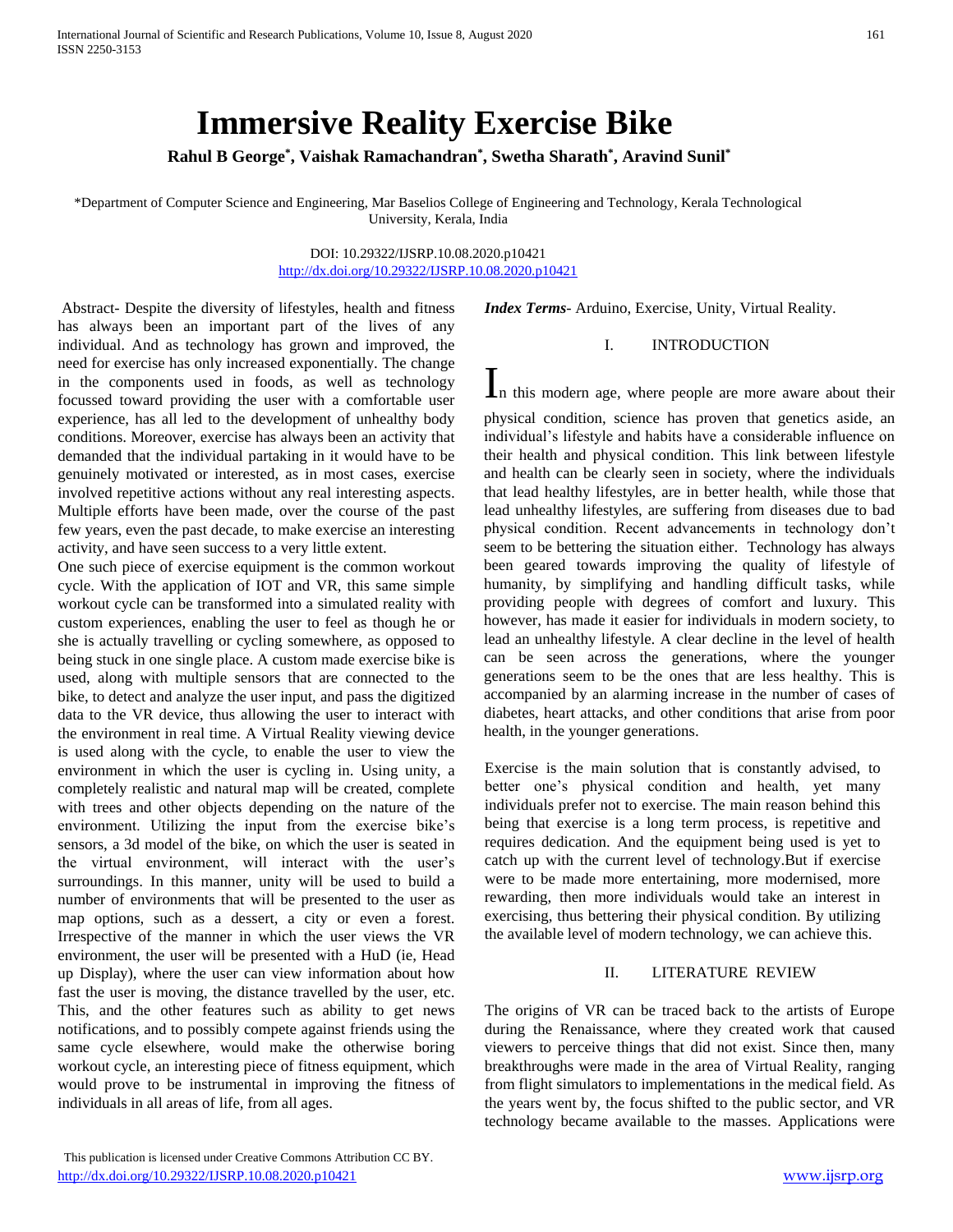# Immersive Reality Exercise Bike

**Rahul B George\*, Vaishak Ramachandran\*, Swetha Sharath\*, Aravind Sunil\***

\*Department of Computer Science and Engineering, Mar Baselios College of Engineering and Technology, Kerala Technological University, Kerala, India

DOI: 10.29322/IJSRP.10.08.2020.p10421
http://dx.doi.org/10.29322/IJSRP.10.08.2020.p10421

Abstract- Despite the diversity of lifestyles, health and fitness has always been an important part of the lives of any individual. And as technology has grown and improved, the need for exercise has only increased exponentially. The change in the components used in foods, as well as technology focussed toward providing the user with a comfortable user experience, has all led to the development of unhealthy body conditions. Moreover, exercise has always been an activity that demanded that the individual partaking in it would have to be genuinely motivated or interested, as in most cases, exercise involved repetitive actions without any real interesting aspects. Multiple efforts have been made, over the course of the past few years, even the past decade, to make exercise an interesting activity, and have seen success to a very little extent.

One such piece of exercise equipment is the common workout cycle. With the application of IOT and VR, this same simple workout cycle can be transformed into a simulated reality with custom experiences, enabling the user to feel as though he or she is actually travelling or cycling somewhere, as opposed to being stuck in one single place. A custom made exercise bike is used, along with multiple sensors that are connected to the bike, to detect and analyze the user input, and pass the digitized data to the VR device, thus allowing the user to interact with the environment in real time. A Virtual Reality viewing device is used along with the cycle, to enable the user to view the environment in which the user is cycling in. Using unity, a completely realistic and natural map will be created, complete with trees and other objects depending on the nature of the environment. Utilizing the input from the exercise bike's sensors, a 3d model of the bike, on which the user is seated in the virtual environment, will interact with the user's surroundings. In this manner, unity will be used to build a number of environments that will be presented to the user as map options, such as a dessert, a city or even a forest. Irrespective of the manner in which the user views the VR environment, the user will be presented with a HuD (ie, Head up Display), where the user can view information about how fast the user is moving, the distance travelled by the user, etc. This, and the other features such as ability to get news notifications, and to possibly compete against friends using the same cycle elsewhere, would make the otherwise boring workout cycle, an interesting piece of fitness equipment, which would prove to be instrumental in improving the fitness of individuals in all areas of life, from all ages.

***Index Terms***- Arduino, Exercise, Unity, Virtual Reality.

## I. INTRODUCTION

In this modern age, where people are more aware about their physical condition, science has proven that genetics aside, an individual's lifestyle and habits have a considerable influence on their health and physical condition. This link between lifestyle and health can be clearly seen in society, where the individuals that lead healthy lifestyles, are in better health, while those that lead unhealthy lifestyles, are suffering from diseases due to bad physical condition. Recent advancements in technology don't seem to be bettering the situation either. Technology has always been geared towards improving the quality of lifestyle of humanity, by simplifying and handling difficult tasks, while providing people with degrees of comfort and luxury. This however, has made it easier for individuals in modern society, to lead an unhealthy lifestyle. A clear decline in the level of health can be seen across the generations, where the younger generations seem to be the ones that are less healthy. This is accompanied by an alarming increase in the number of cases of diabetes, heart attacks, and other conditions that arise from poor health, in the younger generations.

Exercise is the main solution that is constantly advised, to better one's physical condition and health, yet many individuals prefer not to exercise. The main reason behind this being that exercise is a long term process, is repetitive and requires dedication. And the equipment being used is yet to catch up with the current level of technology.But if exercise were to be made more entertaining, more modernised, more rewarding, then more individuals would take an interest in exercising, thus bettering their physical condition. By utilizing the available level of modern technology, we can achieve this.

## II. LITERATURE REVIEW

The origins of VR can be traced back to the artists of Europe during the Renaissance, where they created work that caused viewers to perceive things that did not exist. Since then, many breakthroughs were made in the area of Virtual Reality, ranging from flight simulators to implementations in the medical field. As the years went by, the focus shifted to the public sector, and VR technology became available to the masses. Applications were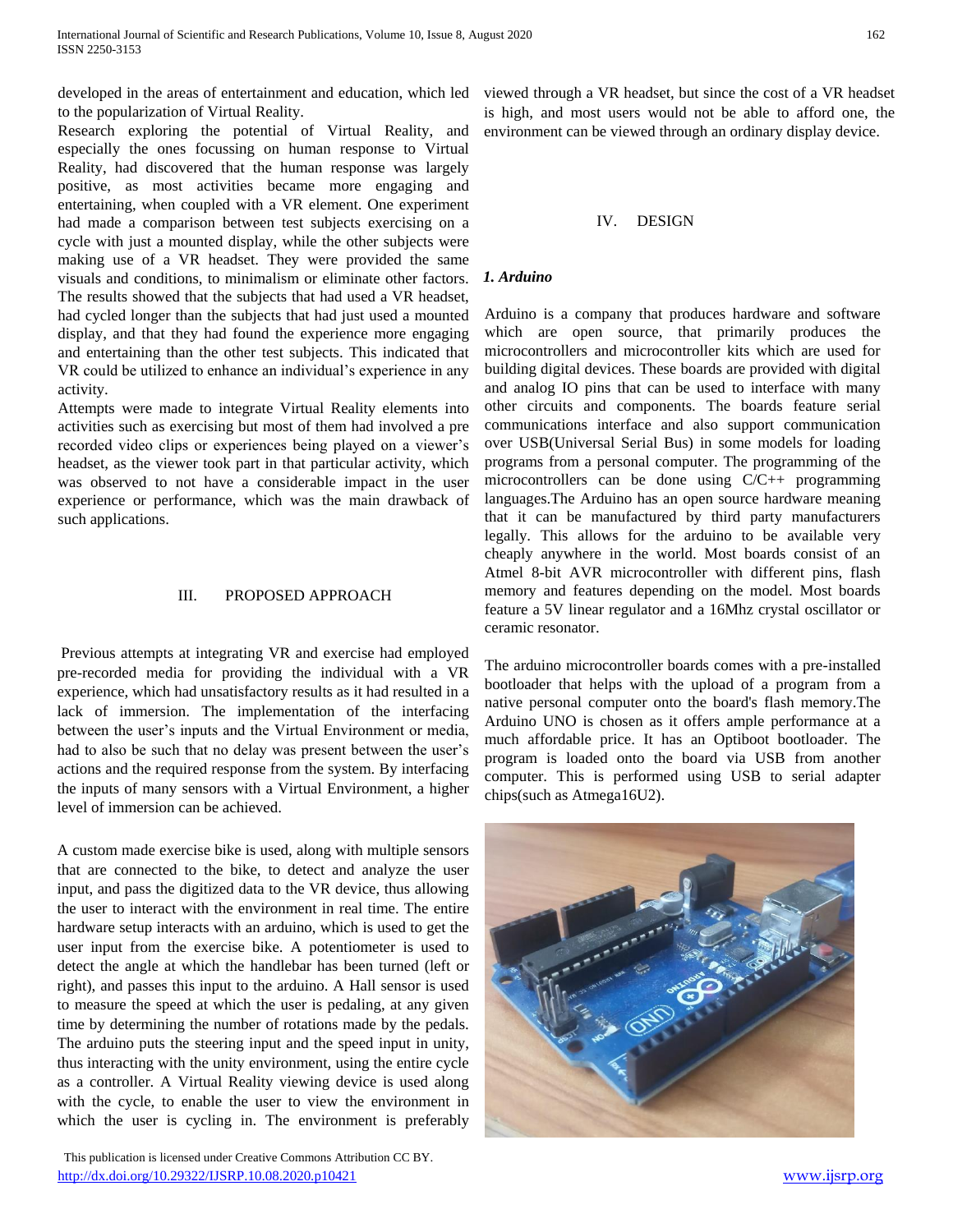developed in the areas of entertainment and education, which led to the popularization of Virtual Reality.
Research exploring the potential of Virtual Reality, and especially the ones focussing on human response to Virtual Reality, had discovered that the human response was largely positive, as most activities became more engaging and entertaining, when coupled with a VR element. One experiment had made a comparison between test subjects exercising on a cycle with just a mounted display, while the other subjects were making use of a VR headset. They were provided the same visuals and conditions, to minimalism or eliminate other factors. The results showed that the subjects that had used a VR headset, had cycled longer than the subjects that had just used a mounted display, and that they had found the experience more engaging and entertaining than the other test subjects. This indicated that VR could be utilized to enhance an individual's experience in any activity.
Attempts were made to integrate Virtual Reality elements into activities such as exercising but most of them had involved a pre recorded video clips or experiences being played on a viewer's headset, as the viewer took part in that particular activity, which was observed to not have a considerable impact in the user experience or performance, which was the main drawback of such applications.

## III. PROPOSED APPROACH

Previous attempts at integrating VR and exercise had employed pre-recorded media for providing the individual with a VR experience, which had unsatisfactory results as it had resulted in a lack of immersion. The implementation of the interfacing between the user's inputs and the Virtual Environment or media, had to also be such that no delay was present between the user's actions and the required response from the system. By interfacing the inputs of many sensors with a Virtual Environment, a higher level of immersion can be achieved.

A custom made exercise bike is used, along with multiple sensors that are connected to the bike, to detect and analyze the user input, and pass the digitized data to the VR device, thus allowing the user to interact with the environment in real time. The entire hardware setup interacts with an arduino, which is used to get the user input from the exercise bike. A potentiometer is used to detect the angle at which the handlebar has been turned (left or right), and passes this input to the arduino. A Hall sensor is used to measure the speed at which the user is pedaling, at any given time by determining the number of rotations made by the pedals. The arduino puts the steering input and the speed input in unity, thus interacting with the unity environment, using the entire cycle as a controller. A Virtual Reality viewing device is used along with the cycle, to enable the user to view the environment in which the user is cycling in. The environment is preferably viewed through a VR headset, but since the cost of a VR headset is high, and most users would not be able to afford one, the environment can be viewed through an ordinary display device.

## IV. DESIGN

### *1. Arduino*

Arduino is a company that produces hardware and software which are open source, that primarily produces the microcontrollers and microcontroller kits which are used for building digital devices. These boards are provided with digital and analog IO pins that can be used to interface with many other circuits and components. The boards feature serial communications interface and also support communication over USB(Universal Serial Bus) in some models for loading programs from a personal computer. The programming of the microcontrollers can be done using C/C++ programming languages.The Arduino has an open source hardware meaning that it can be manufactured by third party manufacturers legally. This allows for the arduino to be available very cheaply anywhere in the world. Most boards consist of an Atmel 8-bit AVR microcontroller with different pins, flash memory and features depending on the model. Most boards feature a 5V linear regulator and a 16Mhz crystal oscillator or ceramic resonator.

The arduino microcontroller boards comes with a pre-installed bootloader that helps with the upload of a program from a native personal computer onto the board's flash memory.The Arduino UNO is chosen as it offers ample performance at a much affordable price. It has an Optiboot bootloader. The program is loaded onto the board via USB from another computer. This is performed using USB to serial adapter chips(such as Atmega16U2).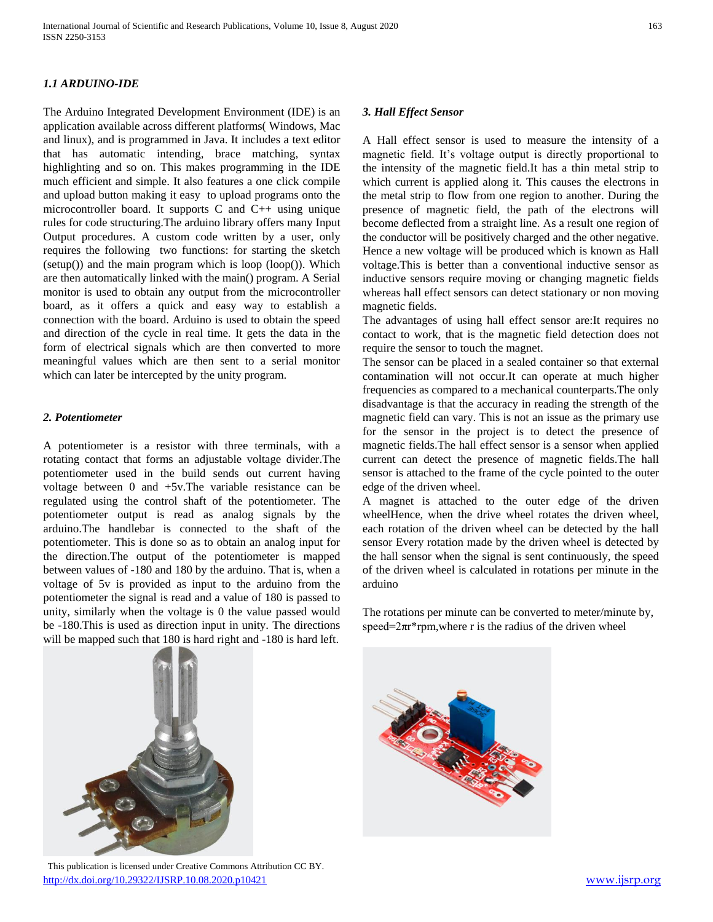### *1.1 ARDUINO-IDE*

The Arduino Integrated Development Environment (IDE) is an application available across different platforms( Windows, Mac and linux), and is programmed in Java. It includes a text editor that has automatic intending, brace matching, syntax highlighting and so on. This makes programming in the IDE much efficient and simple. It also features a one click compile and upload button making it easy to upload programs onto the microcontroller board. It supports C and C++ using unique rules for code structuring.The arduino library offers many Input Output procedures. A custom code written by a user, only requires the following two functions: for starting the sketch (setup()) and the main program which is loop (loop()). Which are then automatically linked with the main() program. A Serial monitor is used to obtain any output from the microcontroller board, as it offers a quick and easy way to establish a connection with the board. Arduino is used to obtain the speed and direction of the cycle in real time. It gets the data in the form of electrical signals which are then converted to more meaningful values which are then sent to a serial monitor which can later be intercepted by the unity program.

### *2. Potentiometer*

A potentiometer is a resistor with three terminals, with a rotating contact that forms an adjustable voltage divider.The potentiometer used in the build sends out current having voltage between 0 and +5v.The variable resistance can be regulated using the control shaft of the potentiometer. The potentiometer output is read as analog signals by the arduino.The handlebar is connected to the shaft of the potentiometer. This is done so as to obtain an analog input for the direction.The output of the potentiometer is mapped between values of -180 and 180 by the arduino. That is, when a voltage of 5v is provided as input to the arduino from the potentiometer the signal is read and a value of 180 is passed to unity, similarly when the voltage is 0 the value passed would be -180.This is used as direction input in unity. The directions will be mapped such that 180 is hard right and -180 is hard left.

### *3. Hall Effect Sensor*

A Hall effect sensor is used to measure the intensity of a magnetic field. It's voltage output is directly proportional to the intensity of the magnetic field.It has a thin metal strip to which current is applied along it. This causes the electrons in the metal strip to flow from one region to another. During the presence of magnetic field, the path of the electrons will become deflected from a straight line. As a result one region of the conductor will be positively charged and the other negative. Hence a new voltage will be produced which is known as Hall voltage.This is better than a conventional inductive sensor as inductive sensors require moving or changing magnetic fields whereas hall effect sensors can detect stationary or non moving magnetic fields.

The advantages of using hall effect sensor are:It requires no contact to work, that is the magnetic field detection does not require the sensor to touch the magnet.

The sensor can be placed in a sealed container so that external contamination will not occur.It can operate at much higher frequencies as compared to a mechanical counterparts.The only disadvantage is that the accuracy in reading the strength of the magnetic field can vary. This is not an issue as the primary use for the sensor in the project is to detect the presence of magnetic fields.The hall effect sensor is a sensor when applied current can detect the presence of magnetic fields.The hall sensor is attached to the frame of the cycle pointed to the outer edge of the driven wheel.

A magnet is attached to the outer edge of the driven wheelHence, when the drive wheel rotates the driven wheel, each rotation of the driven wheel can be detected by the hall sensor Every rotation made by the driven wheel is detected by the hall sensor when the signal is sent continuously, the speed of the driven wheel is calculated in rotations per minute in the arduino

The rotations per minute can be converted to meter/minute by, speed=$2\pi r$*rpm,where r is the radius of the driven wheel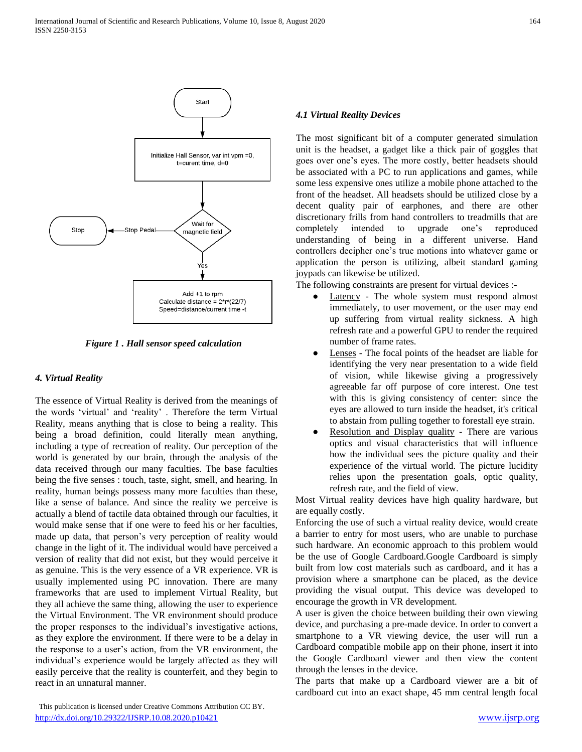Start

Initialize Hall Sensor, var int vpm =0, t=curent time, d=0

Wait for magnetic field

Stop Pedal → Stop

Yes

Add +1 to rpm
Calculate distance = 2*r*(22/7)
Speed=distance/current time -t

*Figure 1 . Hall sensor speed calculation*

### *4. Virtual Reality*

The essence of Virtual Reality is derived from the meanings of the words 'virtual' and 'reality' . Therefore the term Virtual Reality, means anything that is close to being a reality. This being a broad definition, could literally mean anything, including a type of recreation of reality. Our perception of the world is generated by our brain, through the analysis of the data received through our many faculties. The base faculties being the five senses : touch, taste, sight, smell, and hearing. In reality, human beings possess many more faculties than these, like a sense of balance. And since the reality we perceive is actually a blend of tactile data obtained through our faculties, it would make sense that if one were to feed his or her faculties, made up data, that person's very perception of reality would change in the light of it. The individual would have perceived a version of reality that did not exist, but they would perceive it as genuine. This is the very essence of a VR experience. VR is usually implemented using PC innovation. There are many frameworks that are used to implement Virtual Reality, but they all achieve the same thing, allowing the user to experience the Virtual Environment. The VR environment should produce the proper responses to the individual's investigative actions, as they explore the environment. If there were to be a delay in the response to a user's action, from the VR environment, the individual's experience would be largely affected as they will easily perceive that the reality is counterfeit, and they begin to react in an unnatural manner.

### *4.1 Virtual Reality Devices*

The most significant bit of a computer generated simulation unit is the headset, a gadget like a thick pair of goggles that goes over one's eyes. The more costly, better headsets should be associated with a PC to run applications and games, while some less expensive ones utilize a mobile phone attached to the front of the headset. All headsets should be utilized close by a decent quality pair of earphones, and there are other discretionary frills from hand controllers to treadmills that are completely intended to upgrade one's reproduced understanding of being in a different universe. Hand controllers decipher one's true motions into whatever game or application the person is utilizing, albeit standard gaming joypads can likewise be utilized.

The following constraints are present for virtual devices :-

- Latency - The whole system must respond almost immediately, to user movement, or the user may end up suffering from virtual reality sickness. A high refresh rate and a powerful GPU to render the required number of frame rates.
- Lenses - The focal points of the headset are liable for identifying the very near presentation to a wide field of vision, while likewise giving a progressively agreeable far off purpose of core interest. One test with this is giving consistency of center: since the eyes are allowed to turn inside the headset, it's critical to abstain from pulling together to forestall eye strain.
- Resolution and Display quality - There are various optics and visual characteristics that will influence how the individual sees the picture quality and their experience of the virtual world. The picture lucidity relies upon the presentation goals, optic quality, refresh rate, and the field of view.

Most Virtual reality devices have high quality hardware, but are equally costly.

Enforcing the use of such a virtual reality device, would create a barrier to entry for most users, who are unable to purchase such hardware. An economic approach to this problem would be the use of Google Cardboard.Google Cardboard is simply built from low cost materials such as cardboard, and it has a provision where a smartphone can be placed, as the device providing the visual output. This device was developed to encourage the growth in VR development.

A user is given the choice between building their own viewing device, and purchasing a pre-made device. In order to convert a smartphone to a VR viewing device, the user will run a Cardboard compatible mobile app on their phone, insert it into the Google Cardboard viewer and then view the content through the lenses in the device.

The parts that make up a Cardboard viewer are a bit of cardboard cut into an exact shape, 45 mm central length focal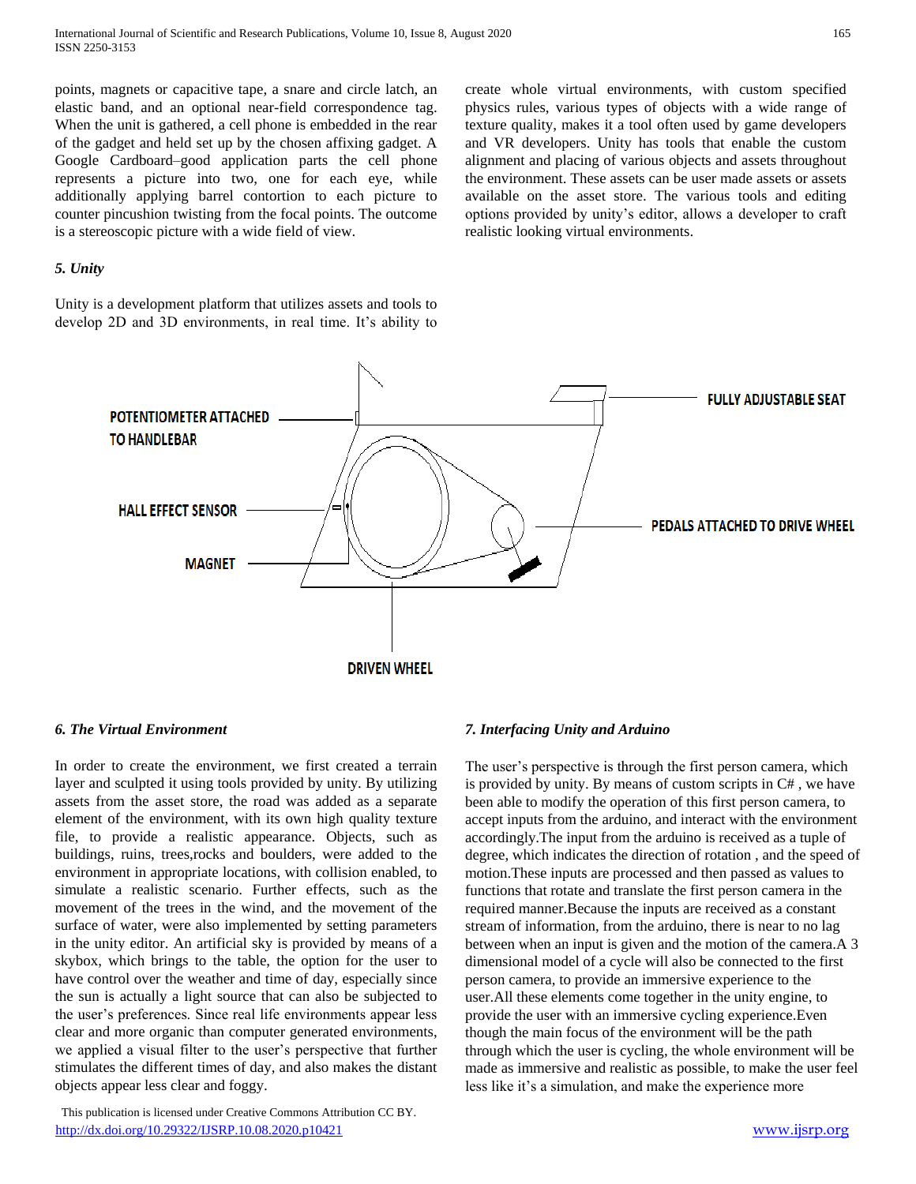points, magnets or capacitive tape, a snare and circle latch, an elastic band, and an optional near-field correspondence tag. When the unit is gathered, a cell phone is embedded in the rear of the gadget and held set up by the chosen affixing gadget. A Google Cardboard–good application parts the cell phone represents a picture into two, one for each eye, while additionally applying barrel contortion to each picture to counter pincushion twisting from the focal points. The outcome is a stereoscopic picture with a wide field of view.

### *5. Unity*

Unity is a development platform that utilizes assets and tools to develop 2D and 3D environments, in real time. It's ability to create whole virtual environments, with custom specified physics rules, various types of objects with a wide range of texture quality, makes it a tool often used by game developers and VR developers. Unity has tools that enable the custom alignment and placing of various objects and assets throughout the environment. These assets can be user made assets or assets available on the asset store. The various tools and editing options provided by unity's editor, allows a developer to craft realistic looking virtual environments.

POTENTIOMETER ATTACHED TO HANDLEBAR

FULLY ADJUSTABLE SEAT

HALL EFFECT SENSOR

PEDALS ATTACHED TO DRIVE WHEEL

MAGNET

DRIVEN WHEEL

### *6. The Virtual Environment*

In order to create the environment, we first created a terrain layer and sculpted it using tools provided by unity. By utilizing assets from the asset store, the road was added as a separate element of the environment, with its own high quality texture file, to provide a realistic appearance. Objects, such as buildings, ruins, trees,rocks and boulders, were added to the environment in appropriate locations, with collision enabled, to simulate a realistic scenario. Further effects, such as the movement of the trees in the wind, and the movement of the surface of water, were also implemented by setting parameters in the unity editor. An artificial sky is provided by means of a skybox, which brings to the table, the option for the user to have control over the weather and time of day, especially since the sun is actually a light source that can also be subjected to the user's preferences. Since real life environments appear less clear and more organic than computer generated environments, we applied a visual filter to the user's perspective that further stimulates the different times of day, and also makes the distant objects appear less clear and foggy.

### *7. Interfacing Unity and Arduino*

The user's perspective is through the first person camera, which is provided by unity. By means of custom scripts in C# , we have been able to modify the operation of this first person camera, to accept inputs from the arduino, and interact with the environment accordingly.The input from the arduino is received as a tuple of degree, which indicates the direction of rotation , and the speed of motion.These inputs are processed and then passed as values to functions that rotate and translate the first person camera in the required manner.Because the inputs are received as a constant stream of information, from the arduino, there is near to no lag between when an input is given and the motion of the camera.A 3 dimensional model of a cycle will also be connected to the first person camera, to provide an immersive experience to the user.All these elements come together in the unity engine, to provide the user with an immersive cycling experience.Even though the main focus of the environment will be the path through which the user is cycling, the whole environment will be made as immersive and realistic as possible, to make the user feel less like it's a simulation, and make the experience more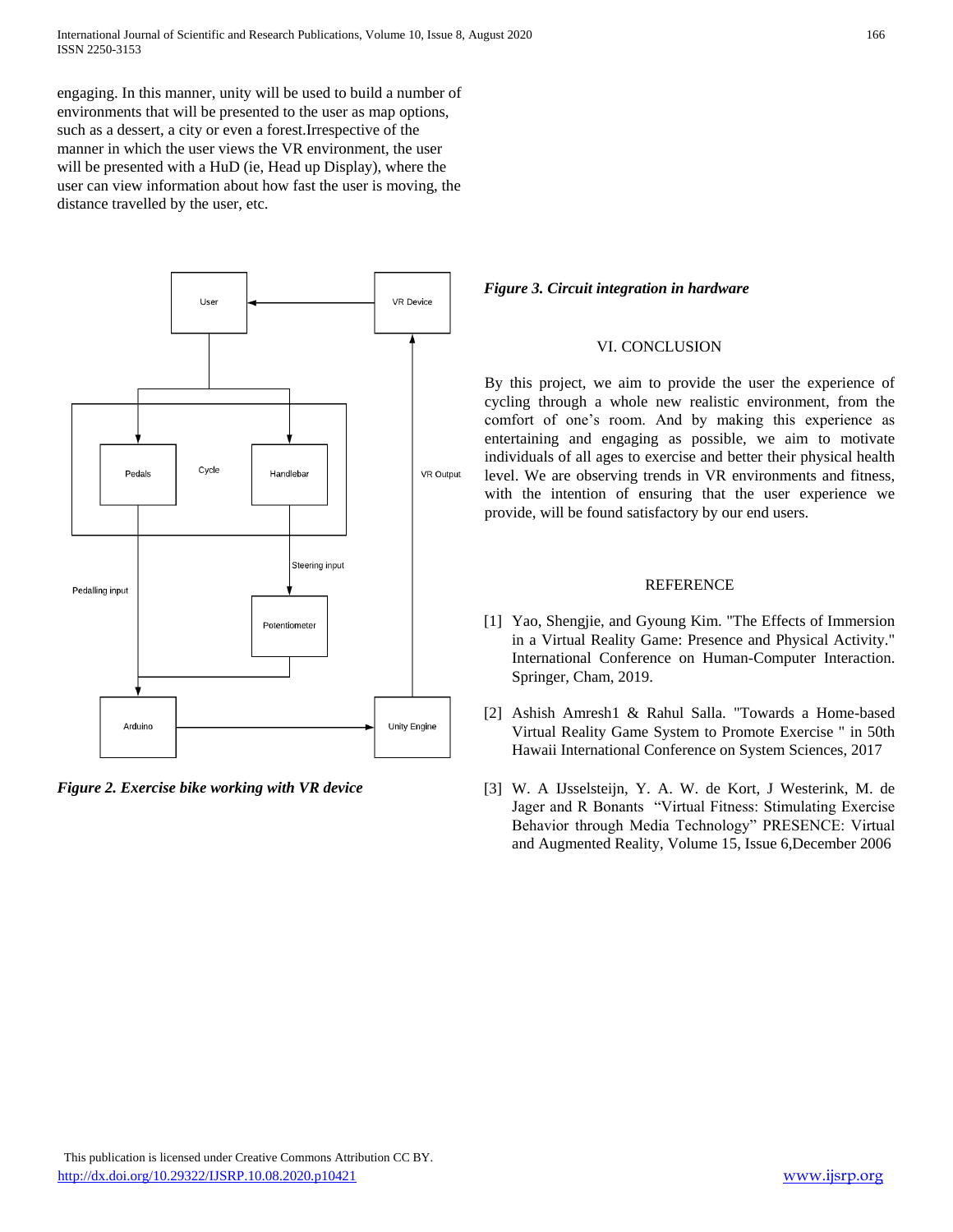engaging. In this manner, unity will be used to build a number of environments that will be presented to the user as map options, such as a dessert, a city or even a forest.Irrespective of the manner in which the user views the VR environment, the user will be presented with a HuD (ie, Head up Display), where the user can view information about how fast the user is moving, the distance travelled by the user, etc.

User

VR Device

Cycle

Pedals

Handlebar

VR Output

Steering input

Pedalling input

Potentiometer

Arduino

Unity Engine

***Figure 2. Exercise bike working with VR device***

***Figure 3. Circuit integration in hardware***

## VI. CONCLUSION

By this project, we aim to provide the user the experience of cycling through a whole new realistic environment, from the comfort of one's room. And by making this experience as entertaining and engaging as possible, we aim to motivate individuals of all ages to exercise and better their physical health level. We are observing trends in VR environments and fitness, with the intention of ensuring that the user experience we provide, will be found satisfactory by our end users.

## REFERENCE

[1] Yao, Shengjie, and Gyoung Kim. "The Effects of Immersion in a Virtual Reality Game: Presence and Physical Activity." International Conference on Human-Computer Interaction. Springer, Cham, 2019.

[2] Ashish Amresh1 & Rahul Salla. "Towards a Home-based Virtual Reality Game System to Promote Exercise " in 50th Hawaii International Conference on System Sciences, 2017

[3] W. A IJsselsteijn, Y. A. W. de Kort, J Westerink, M. de Jager and R Bonants "Virtual Fitness: Stimulating Exercise Behavior through Media Technology" PRESENCE: Virtual and Augmented Reality, Volume 15, Issue 6,December 2006

This publication is licensed under Creative Commons Attribution CC BY.
http://dx.doi.org/10.29322/IJSRP.10.08.2020.p10421